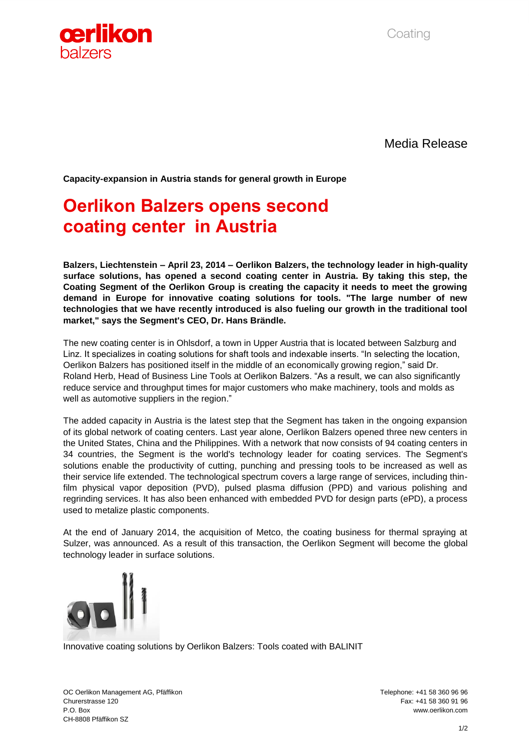Media Release

**Capacity-expansion in Austria stands for general growth in Europe**

# Oerlikon Balzers opens second coating center in Austria

**Balzers, Liechtenstein – April 23, 2014 – Oerlikon Balzers, the technology leader in high-quality surface solutions, has opened a second coating center in Austria. By taking this step, the Coating Segment of the Oerlikon Group is creating the capacity it needs to meet the growing demand in Europe for innovative coating solutions for tools. "The large number of new technologies that we have recently introduced is also fueling our growth in the traditional tool market," says the Segment's CEO, Dr. Hans Brändle.**

The new coating center is in Ohlsdorf, a town in Upper Austria that is located between Salzburg and Linz. It specializes in coating solutions for shaft tools and indexable inserts. "In selecting the location, Oerlikon Balzers has positioned itself in the middle of an economically growing region," said Dr. Roland Herb, Head of Business Line Tools at Oerlikon Balzers. "As a result, we can also significantly reduce service and throughput times for major customers who make machinery, tools and molds as well as automotive suppliers in the region."

The added capacity in Austria is the latest step that the Segment has taken in the ongoing expansion of its global network of coating centers. Last year alone, Oerlikon Balzers opened three new centers in the United States, China and the Philippines. With a network that now consists of 94 coating centers in 34 countries, the Segment is the world's technology leader for coating services. The Segment's solutions enable the productivity of cutting, punching and pressing tools to be increased as well as their service life extended. The technological spectrum covers a large range of services, including thin-film physical vapor deposition (PVD), pulsed plasma diffusion (PPD) and various polishing and regrinding services. It has also been enhanced with embedded PVD for design parts (ePD), a process used to metalize plastic components.

At the end of January 2014, the acquisition of Metco, the coating business for thermal spraying at Sulzer, was announced. As a result of this transaction, the Oerlikon Segment will become the global technology leader in surface solutions.

Innovative coating solutions by Oerlikon Balzers: Tools coated with BALINIT

OC Oerlikon Management AG, Pfäffikon
Churerstrasse 120
P.O. Box
CH-8808 Pfäffikon SZ

Telephone: +41 58 360 96 96
Fax: +41 58 360 91 96
www.oerlikon.com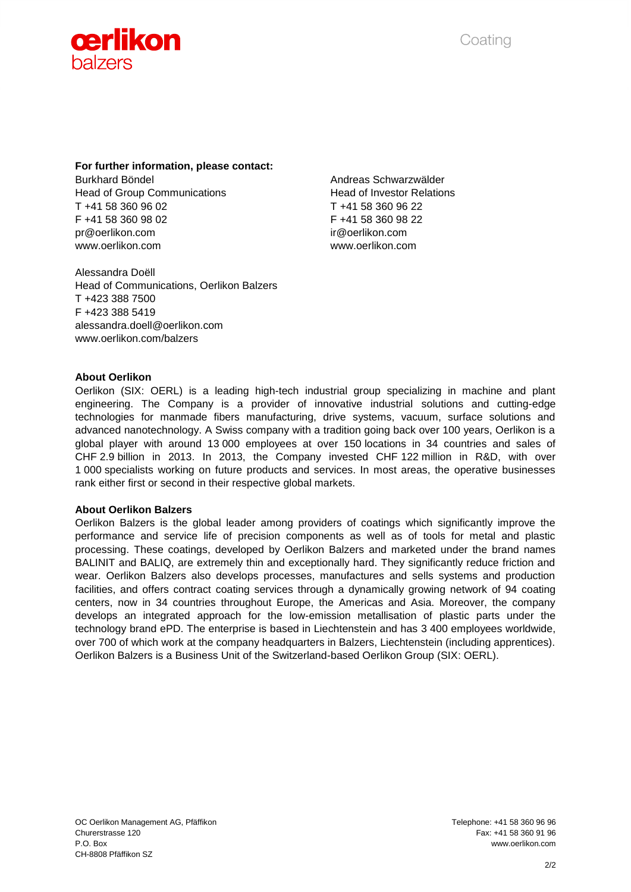**For further information, please contact:**

Burkhard Böndel
Head of Group Communications
T +41 58 360 96 02
F +41 58 360 98 02
pr@oerlikon.com
www.oerlikon.com

Andreas Schwarzwälder
Head of Investor Relations
T +41 58 360 96 22
F +41 58 360 98 22
ir@oerlikon.com
www.oerlikon.com

Alessandra Doëll
Head of Communications, Oerlikon Balzers
T +423 388 7500
F +423 388 5419
alessandra.doell@oerlikon.com
www.oerlikon.com/balzers

**About Oerlikon**

Oerlikon (SIX: OERL) is a leading high-tech industrial group specializing in machine and plant engineering. The Company is a provider of innovative industrial solutions and cutting-edge technologies for manmade fibers manufacturing, drive systems, vacuum, surface solutions and advanced nanotechnology. A Swiss company with a tradition going back over 100 years, Oerlikon is a global player with around 13 000 employees at over 150 locations in 34 countries and sales of CHF 2.9 billion in 2013. In 2013, the Company invested CHF 122 million in R&D, with over 1 000 specialists working on future products and services. In most areas, the operative businesses rank either first or second in their respective global markets.

**About Oerlikon Balzers**

Oerlikon Balzers is the global leader among providers of coatings which significantly improve the performance and service life of precision components as well as of tools for metal and plastic processing. These coatings, developed by Oerlikon Balzers and marketed under the brand names BALINIT and BALIQ, are extremely thin and exceptionally hard. They significantly reduce friction and wear. Oerlikon Balzers also develops processes, manufactures and sells systems and production facilities, and offers contract coating services through a dynamically growing network of 94 coating centers, now in 34 countries throughout Europe, the Americas and Asia. Moreover, the company develops an integrated approach for the low-emission metallisation of plastic parts under the technology brand ePD. The enterprise is based in Liechtenstein and has 3 400 employees worldwide, over 700 of which work at the company headquarters in Balzers, Liechtenstein (including apprentices). Oerlikon Balzers is a Business Unit of the Switzerland-based Oerlikon Group (SIX: OERL).